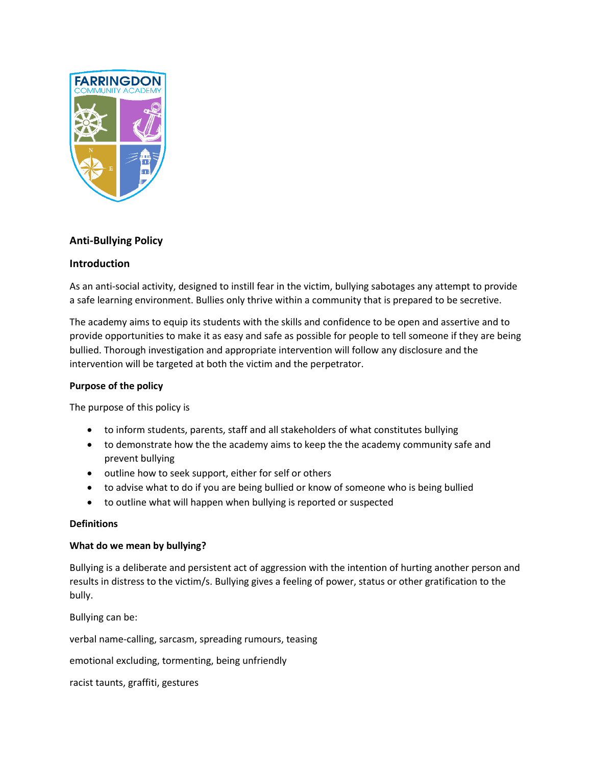## Anti-Bullying Policy

### Introduction

As an anti-social activity, designed to instill fear in the victim, bullying sabotages any attempt to provide a safe learning environment. Bullies only thrive within a community that is prepared to be secretive.

The academy aims to equip its students with the skills and confidence to be open and assertive and to provide opportunities to make it as easy and safe as possible for people to tell someone if they are being bullied. Thorough investigation and appropriate intervention will follow any disclosure and the intervention will be targeted at both the victim and the perpetrator.

### Purpose of the policy

The purpose of this policy is

- to inform students, parents, staff and all stakeholders of what constitutes bullying
- to demonstrate how the the academy aims to keep the the academy community safe and prevent bullying
- outline how to seek support, either for self or others
- to advise what to do if you are being bullied or know of someone who is being bullied
- to outline what will happen when bullying is reported or suspected

### Definitions

#### What do we mean by bullying?

Bullying is a deliberate and persistent act of aggression with the intention of hurting another person and results in distress to the victim/s. Bullying gives a feeling of power, status or other gratification to the bully.

Bullying can be:

verbal name-calling, sarcasm, spreading rumours, teasing

emotional excluding, tormenting, being unfriendly

racist taunts, graffiti, gestures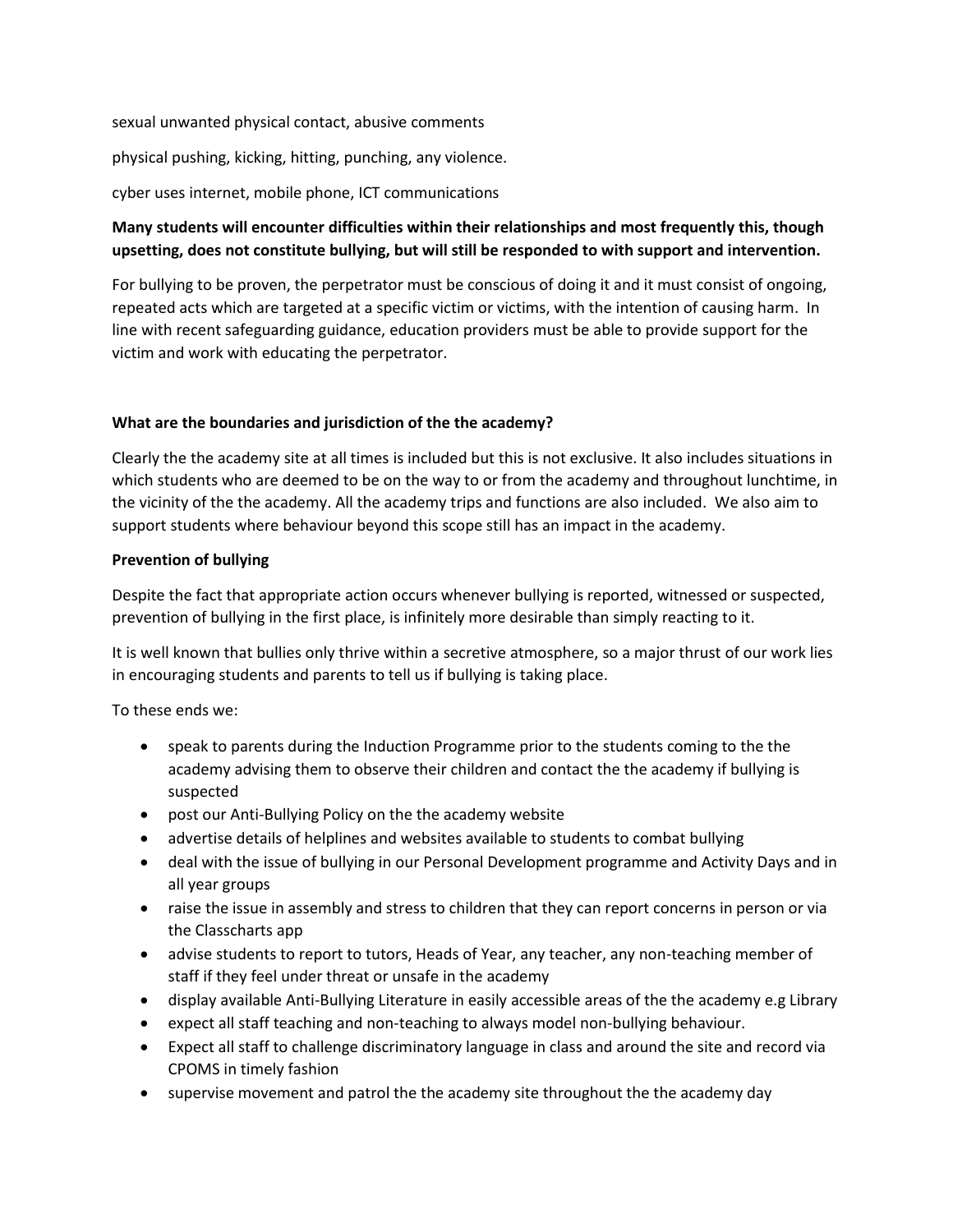sexual unwanted physical contact, abusive comments

physical pushing, kicking, hitting, punching, any violence.

cyber uses internet, mobile phone, ICT communications

**Many students will encounter difficulties within their relationships and most frequently this, though upsetting, does not constitute bullying, but will still be responded to with support and intervention.**

For bullying to be proven, the perpetrator must be conscious of doing it and it must consist of ongoing, repeated acts which are targeted at a specific victim or victims, with the intention of causing harm. In line with recent safeguarding guidance, education providers must be able to provide support for the victim and work with educating the perpetrator.

**What are the boundaries and jurisdiction of the the academy?**

Clearly the the academy site at all times is included but this is not exclusive. It also includes situations in which students who are deemed to be on the way to or from the academy and throughout lunchtime, in the vicinity of the the academy. All the academy trips and functions are also included. We also aim to support students where behaviour beyond this scope still has an impact in the academy.

**Prevention of bullying**

Despite the fact that appropriate action occurs whenever bullying is reported, witnessed or suspected, prevention of bullying in the first place, is infinitely more desirable than simply reacting to it.

It is well known that bullies only thrive within a secretive atmosphere, so a major thrust of our work lies in encouraging students and parents to tell us if bullying is taking place.

To these ends we:

- speak to parents during the Induction Programme prior to the students coming to the the academy advising them to observe their children and contact the the academy if bullying is suspected
- post our Anti-Bullying Policy on the the academy website
- advertise details of helplines and websites available to students to combat bullying
- deal with the issue of bullying in our Personal Development programme and Activity Days and in all year groups
- raise the issue in assembly and stress to children that they can report concerns in person or via the Classcharts app
- advise students to report to tutors, Heads of Year, any teacher, any non-teaching member of staff if they feel under threat or unsafe in the academy
- display available Anti-Bullying Literature in easily accessible areas of the the academy e.g Library
- expect all staff teaching and non-teaching to always model non-bullying behaviour.
- Expect all staff to challenge discriminatory language in class and around the site and record via CPOMS in timely fashion
- supervise movement and patrol the the academy site throughout the the academy day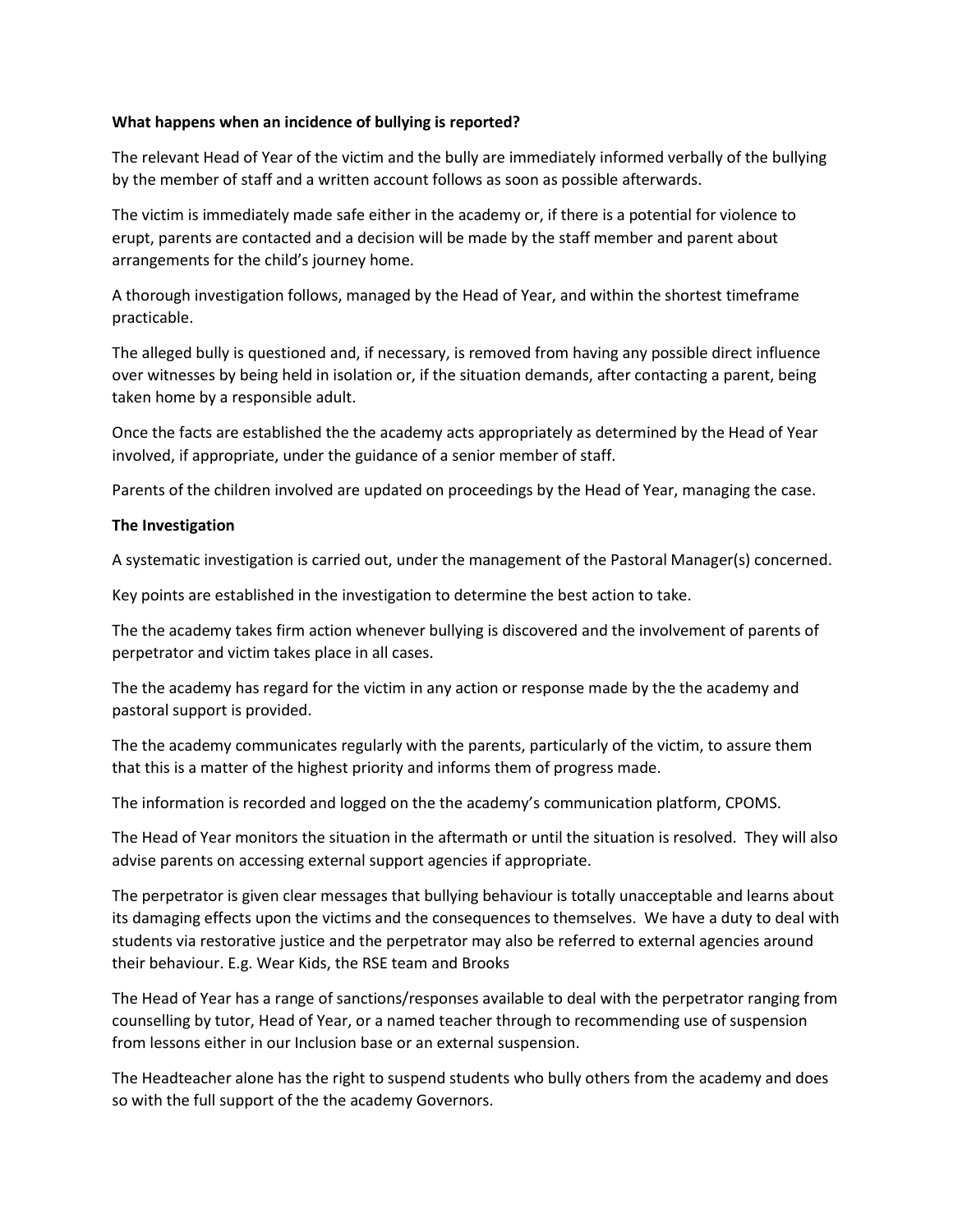**What happens when an incidence of bullying is reported?**

The relevant Head of Year of the victim and the bully are immediately informed verbally of the bullying by the member of staff and a written account follows as soon as possible afterwards.

The victim is immediately made safe either in the academy or, if there is a potential for violence to erupt, parents are contacted and a decision will be made by the staff member and parent about arrangements for the child's journey home.

A thorough investigation follows, managed by the Head of Year, and within the shortest timeframe practicable.

The alleged bully is questioned and, if necessary, is removed from having any possible direct influence over witnesses by being held in isolation or, if the situation demands, after contacting a parent, being taken home by a responsible adult.

Once the facts are established the the academy acts appropriately as determined by the Head of Year involved, if appropriate, under the guidance of a senior member of staff.

Parents of the children involved are updated on proceedings by the Head of Year, managing the case.

**The Investigation**

A systematic investigation is carried out, under the management of the Pastoral Manager(s) concerned.

Key points are established in the investigation to determine the best action to take.

The the academy takes firm action whenever bullying is discovered and the involvement of parents of perpetrator and victim takes place in all cases.

The the academy has regard for the victim in any action or response made by the the academy and pastoral support is provided.

The the academy communicates regularly with the parents, particularly of the victim, to assure them that this is a matter of the highest priority and informs them of progress made.

The information is recorded and logged on the the academy's communication platform, CPOMS.

The Head of Year monitors the situation in the aftermath or until the situation is resolved. They will also advise parents on accessing external support agencies if appropriate.

The perpetrator is given clear messages that bullying behaviour is totally unacceptable and learns about its damaging effects upon the victims and the consequences to themselves. We have a duty to deal with students via restorative justice and the perpetrator may also be referred to external agencies around their behaviour. E.g. Wear Kids, the RSE team and Brooks

The Head of Year has a range of sanctions/responses available to deal with the perpetrator ranging from counselling by tutor, Head of Year, or a named teacher through to recommending use of suspension from lessons either in our Inclusion base or an external suspension.

The Headteacher alone has the right to suspend students who bully others from the academy and does so with the full support of the the academy Governors.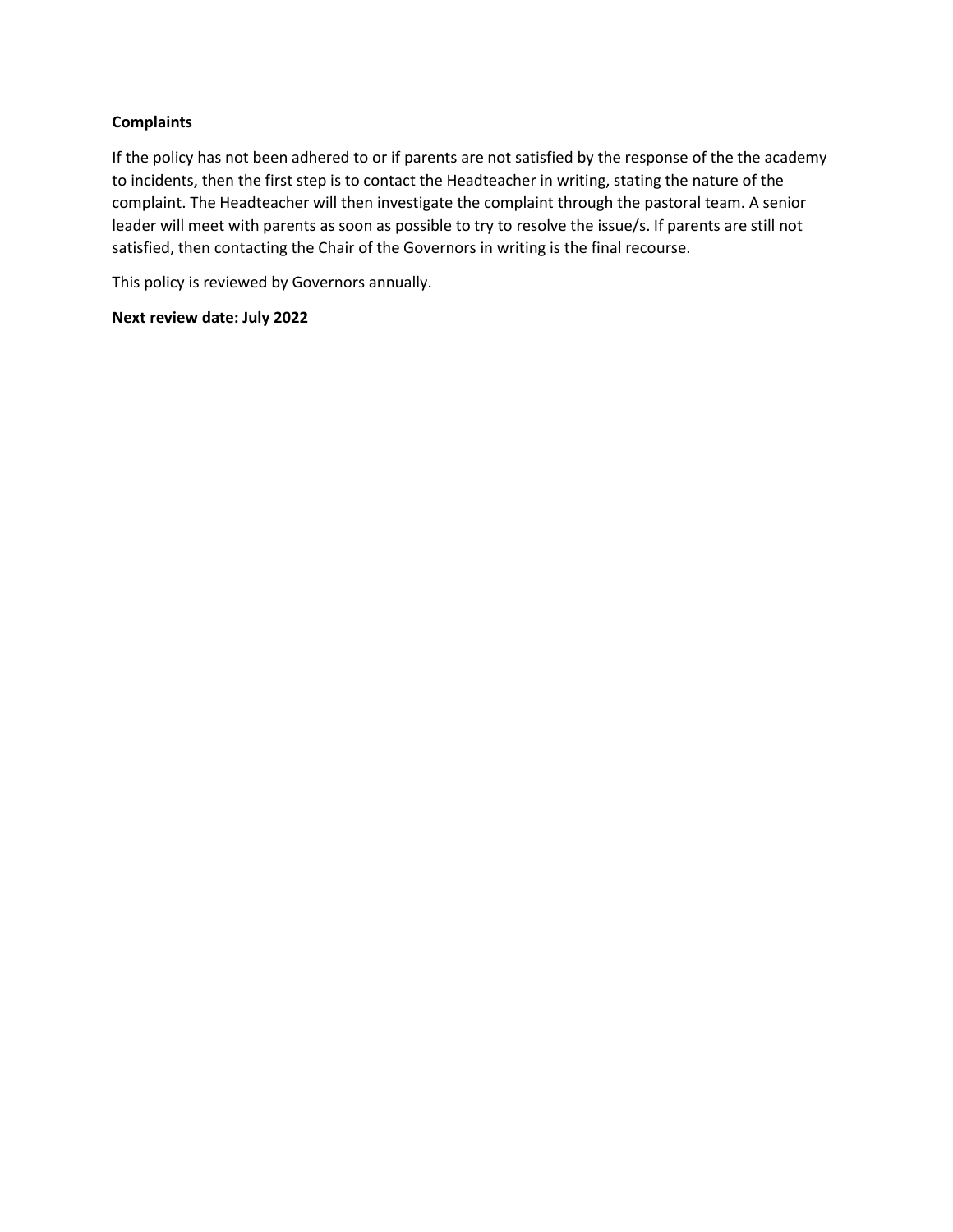**Complaints**

If the policy has not been adhered to or if parents are not satisfied by the response of the the academy to incidents, then the first step is to contact the Headteacher in writing, stating the nature of the complaint. The Headteacher will then investigate the complaint through the pastoral team. A senior leader will meet with parents as soon as possible to try to resolve the issue/s. If parents are still not satisfied, then contacting the Chair of the Governors in writing is the final recourse.

This policy is reviewed by Governors annually.

**Next review date: July 2022**